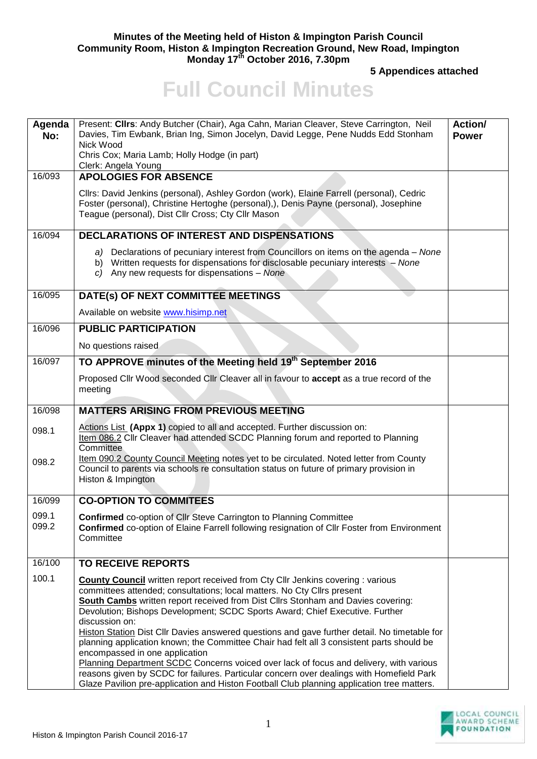**Minutes of the Meeting held of Histon & Impington Parish Council**
**Community Room, Histon & Impington Recreation Ground, New Road, Impington**
**Monday 17th October 2016, 7.30pm**

**5 Appendices attached**

# Full Council Minutes

| Agenda No: | Present: **Cllrs**: Andy Butcher (Chair), Aga Cahn, Marian Cleaver, Steve Carrington, Neil Davies, Tim Ewbank, Brian Ing, Simon Jocelyn, David Legge, Pene Nudds Edd Stonham Nick Wood<br>Chris Cox; Maria Lamb; Holly Hodge (in part)<br>Clerk: Angela Young | **Action/ Power** |
|---|---|---|
| 16/093 | **APOLOGIES FOR ABSENCE**<br><br>Cllrs: David Jenkins (personal), Ashley Gordon (work), Elaine Farrell (personal), Cedric Foster (personal), Christine Hertoghe (personal),), Denis Payne (personal), Josephine Teague (personal), Dist Cllr Cross; Cty Cllr Mason | |
| 16/094 | **DECLARATIONS OF INTEREST AND DISPENSATIONS**<br><br>a) Declarations of pecuniary interest from Councillors on items on the agenda – *None*<br>b) Written requests for dispensations for disclosable pecuniary interests – *None*<br>c) Any new requests for dispensations – *None* | |
| 16/095 | **DATE(s) OF NEXT COMMITTEE MEETINGS**<br><br>Available on website www.hisimp.net | |
| 16/096 | **PUBLIC PARTICIPATION**<br><br>No questions raised | |
| 16/097 | **TO APPROVE minutes of the Meeting held 19th September 2016**<br><br>Proposed Cllr Wood seconded Cllr Cleaver all in favour to **accept** as a true record of the meeting | |
| 16/098 | **MATTERS ARISING FROM PREVIOUS MEETING** | |
| 098.1 | Actions List **(Appx 1)** copied to all and accepted. Further discussion on:<br>Item 086.2 Cllr Cleaver had attended SCDC Planning forum and reported to Planning Committee | |
| 098.2 | Item 090.2 County Council Meeting notes yet to be circulated. Noted letter from County Council to parents via schools re consultation status on future of primary provision in Histon & Impington | |
| 16/099 | **CO-OPTION TO COMMITEES** | |
| 099.1<br>099.2 | **Confirmed** co-option of Cllr Steve Carrington to Planning Committee<br>**Confirmed** co-option of Elaine Farrell following resignation of Cllr Foster from Environment Committee | |
| 16/100 | **TO RECEIVE REPORTS** | |
| 100.1 | **County Council** written report received from Cty Cllr Jenkins covering : various committees attended; consultations; local matters. No Cty Cllrs present<br>**South Cambs** written report received from Dist Cllrs Stonham and Davies covering: Devolution; Bishops Development; SCDC Sports Award; Chief Executive. Further discussion on:<br>Histon Station Dist Cllr Davies answered questions and gave further detail. No timetable for planning application known; the Committee Chair had felt all 3 consistent parts should be encompassed in one application<br>Planning Department SCDC Concerns voiced over lack of focus and delivery, with various reasons given by SCDC for failures. Particular concern over dealings with Homefield Park Glaze Pavilion pre-application and Histon Football Club planning application tree matters. | |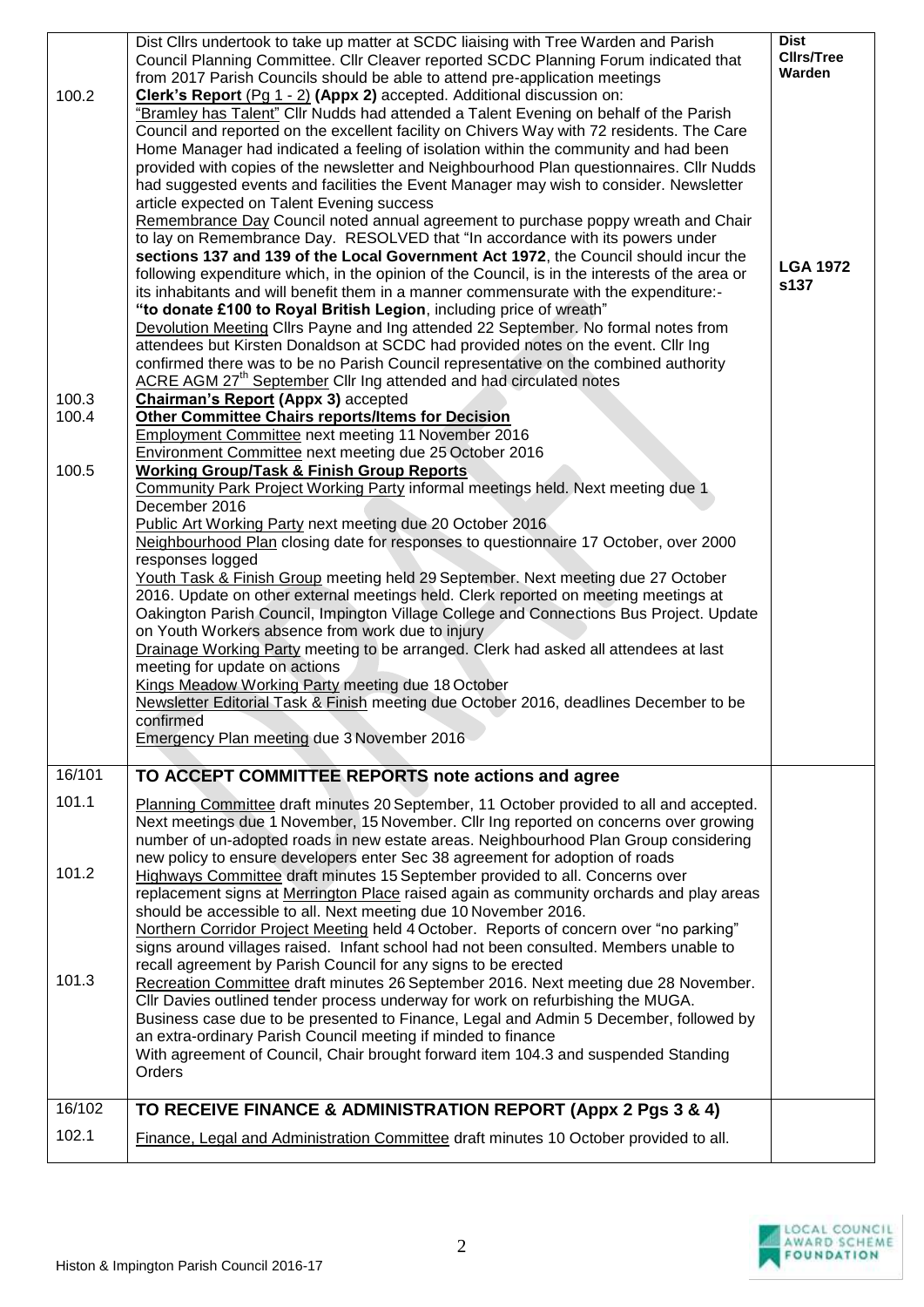| | | |
|---|---|---|
| 100.2 | Dist Cllrs undertook to take up matter at SCDC liaising with Tree Warden and Parish Council Planning Committee. Cllr Cleaver reported SCDC Planning Forum indicated that from 2017 Parish Councils should be able to attend pre-application meetings<br>**Clerk's Report** (Pg 1 - 2) **(Appx 2)** accepted. Additional discussion on:<br>"Bramley has Talent" Cllr Nudds had attended a Talent Evening on behalf of the Parish Council and reported on the excellent facility on Chivers Way with 72 residents. The Care Home Manager had indicated a feeling of isolation within the community and had been provided with copies of the newsletter and Neighbourhood Plan questionnaires. Cllr Nudds had suggested events and facilities the Event Manager may wish to consider. Newsletter article expected on Talent Evening success<br>Remembrance Day Council noted annual agreement to purchase poppy wreath and Chair to lay on Remembrance Day. RESOLVED that "In accordance with its powers under **sections 137 and 139 of the Local Government Act 1972**, the Council should incur the following expenditure which, in the opinion of the Council, is in the interests of the area or its inhabitants and will benefit them in a manner commensurate with the expenditure:- **"to donate £100 to Royal British Legion**, including price of wreath"<br>Devolution Meeting Cllrs Payne and Ing attended 22 September. No formal notes from attendees but Kirsten Donaldson at SCDC had provided notes on the event. Cllr Ing confirmed there was to be no Parish Council representative on the combined authority<br>ACRE AGM 27th September Cllr Ing attended and had circulated notes | **Dist Cllrs/Tree Warden**<br><br>**LGA 1972 s137** |
| 100.3 | **Chairman's Report (Appx 3)** accepted | |
| 100.4 | **Other Committee Chairs reports/Items for Decision**<br>Employment Committee next meeting 11 November 2016<br>Environment Committee next meeting due 25 October 2016 | |
| 100.5 | **Working Group/Task & Finish Group Reports**<br>Community Park Project Working Party informal meetings held. Next meeting due 1 December 2016<br>Public Art Working Party next meeting due 20 October 2016<br>Neighbourhood Plan closing date for responses to questionnaire 17 October, over 2000 responses logged<br>Youth Task & Finish Group meeting held 29 September. Next meeting due 27 October 2016. Update on other external meetings held. Clerk reported on meeting meetings at Oakington Parish Council, Impington Village College and Connections Bus Project. Update on Youth Workers absence from work due to injury<br>Drainage Working Party meeting to be arranged. Clerk had asked all attendees at last meeting for update on actions<br>Kings Meadow Working Party meeting due 18 October<br>Newsletter Editorial Task & Finish meeting due October 2016, deadlines December to be confirmed<br>Emergency Plan meeting due 3 November 2016 | |
| 16/101 | **TO ACCEPT COMMITTEE REPORTS note actions and agree** | |
| 101.1 | Planning Committee draft minutes 20 September, 11 October provided to all and accepted. Next meetings due 1 November, 15 November. Cllr Ing reported on concerns over growing number of un-adopted roads in new estate areas. Neighbourhood Plan Group considering new policy to ensure developers enter Sec 38 agreement for adoption of roads | |
| 101.2 | Highways Committee draft minutes 15 September provided to all. Concerns over replacement signs at Merrington Place raised again as community orchards and play areas should be accessible to all. Next meeting due 10 November 2016.<br>Northern Corridor Project Meeting held 4 October. Reports of concern over "no parking" signs around villages raised. Infant school had not been consulted. Members unable to recall agreement by Parish Council for any signs to be erected | |
| 101.3 | Recreation Committee draft minutes 26 September 2016. Next meeting due 28 November. Cllr Davies outlined tender process underway for work on refurbishing the MUGA. Business case due to be presented to Finance, Legal and Admin 5 December, followed by an extra-ordinary Parish Council meeting if minded to finance<br>With agreement of Council, Chair brought forward item 104.3 and suspended Standing Orders | |
| 16/102 | **TO RECEIVE FINANCE & ADMINISTRATION REPORT (Appx 2 Pgs 3 & 4)** | |
| 102.1 | Finance, Legal and Administration Committee draft minutes 10 October provided to all. | |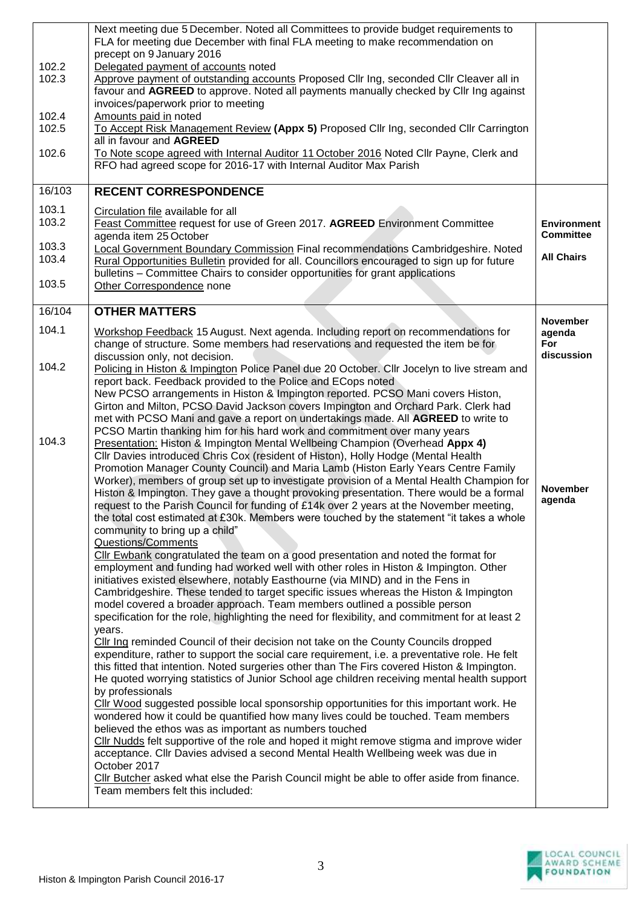| | | |
|---|---|---|
| | Next meeting due 5 December. Noted all Committees to provide budget requirements to FLA for meeting due December with final FLA meeting to make recommendation on precept on 9 January 2016 | |
| 102.2 | Delegated payment of accounts noted | |
| 102.3 | Approve payment of outstanding accounts Proposed Cllr Ing, seconded Cllr Cleaver all in favour and **AGREED** to approve. Noted all payments manually checked by Cllr Ing against invoices/paperwork prior to meeting | |
| 102.4 | Amounts paid in noted | |
| 102.5 | To Accept Risk Management Review **(Appx 5)** Proposed Cllr Ing, seconded Cllr Carrington all in favour and **AGREED** | |
| 102.6 | To Note scope agreed with Internal Auditor 11 October 2016 Noted Cllr Payne, Clerk and RFO had agreed scope for 2016-17 with Internal Auditor Max Parish | |
| **16/103** | **RECENT CORRESPONDENCE** | |
| 103.1 | Circulation file available for all | |
| 103.2 | Feast Committee request for use of Green 2017. **AGREED** Environment Committee agenda item 25 October | **Environment Committee** |
| 103.3 | Local Government Boundary Commission Final recommendations Cambridgeshire. Noted | |
| 103.4 | Rural Opportunities Bulletin provided for all. Councillors encouraged to sign up for future bulletins – Committee Chairs to consider opportunities for grant applications | **All Chairs** |
| 103.5 | Other Correspondence none | |
| **16/104** | **OTHER MATTERS** | |
| 104.1 | Workshop Feedback 15 August. Next agenda. Including report on recommendations for change of structure. Some members had reservations and requested the item be for discussion only, not decision. | **November agenda For discussion** |
| 104.2 | Policing in Histon & Impington Police Panel due 20 October. Cllr Jocelyn to live stream and report back. Feedback provided to the Police and ECops noted<br>New PCSO arrangements in Histon & Impington reported. PCSO Mani covers Histon, Girton and Milton, PCSO David Jackson covers Impington and Orchard Park. Clerk had met with PCSO Mani and gave a report on undertakings made. All **AGREED** to write to PCSO Martin thanking him for his hard work and commitment over many years | |
| 104.3 | Presentation: Histon & Impington Mental Wellbeing Champion (Overhead **Appx 4)**<br>Cllr Davies introduced Chris Cox (resident of Histon), Holly Hodge (Mental Health Promotion Manager County Council) and Maria Lamb (Histon Early Years Centre Family Worker), members of group set up to investigate provision of a Mental Health Champion for Histon & Impington. They gave a thought provoking presentation. There would be a formal request to the Parish Council for funding of £14k over 2 years at the November meeting, the total cost estimated at £30k. Members were touched by the statement "it takes a whole community to bring up a child"<br>Questions/Comments<br>Cllr Ewbank congratulated the team on a good presentation and noted the format for employment and funding had worked well with other roles in Histon & Impington. Other initiatives existed elsewhere, notably Easthourne (via MIND) and in the Fens in Cambridgeshire. These tended to target specific issues whereas the Histon & Impington model covered a broader approach. Team members outlined a possible person specification for the role, highlighting the need for flexibility, and commitment for at least 2 years.<br>Cllr Ing reminded Council of their decision not take on the County Councils dropped expenditure, rather to support the social care requirement, i.e. a preventative role. He felt this fitted that intention. Noted surgeries other than The Firs covered Histon & Impington. He quoted worrying statistics of Junior School age children receiving mental health support by professionals<br>Cllr Wood suggested possible local sponsorship opportunities for this important work. He wondered how it could be quantified how many lives could be touched. Team members believed the ethos was as important as numbers touched<br>Cllr Nudds felt supportive of the role and hoped it might remove stigma and improve wider acceptance. Cllr Davies advised a second Mental Health Wellbeing week was due in October 2017<br>Cllr Butcher asked what else the Parish Council might be able to offer aside from finance. Team members felt this included: | **November agenda** |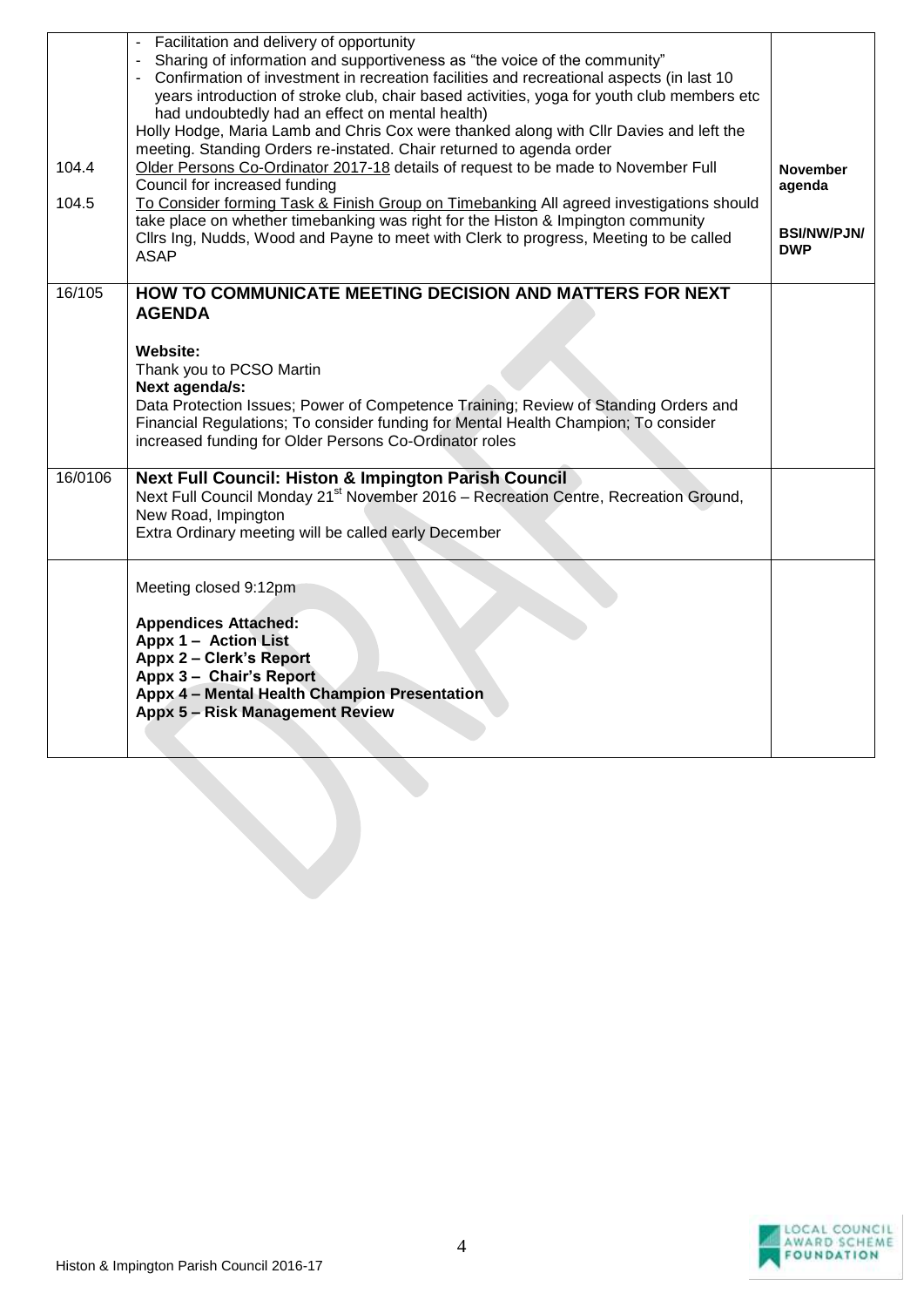| | | |
|---|---|---|
| | - Facilitation and delivery of opportunity<br>- Sharing of information and supportiveness as "the voice of the community"<br>- Confirmation of investment in recreation facilities and recreational aspects (in last 10 years introduction of stroke club, chair based activities, yoga for youth club members etc had undoubtedly had an effect on mental health)<br>Holly Hodge, Maria Lamb and Chris Cox were thanked along with Cllr Davies and left the meeting. Standing Orders re-instated. Chair returned to agenda order | |
| 104.4 | Older Persons Co-Ordinator 2017-18 details of request to be made to November Full Council for increased funding | **November agenda** |
| 104.5 | To Consider forming Task & Finish Group on Timebanking All agreed investigations should take place on whether timebanking was right for the Histon & Impington community<br>Cllrs Ing, Nudds, Wood and Payne to meet with Clerk to progress, Meeting to be called ASAP | **BSI/NW/PJN/ DWP** |
| 16/105 | **HOW TO COMMUNICATE MEETING DECISION AND MATTERS FOR NEXT AGENDA**<br><br>**Website:**<br>Thank you to PCSO Martin<br>**Next agenda/s:**<br>Data Protection Issues; Power of Competence Training; Review of Standing Orders and Financial Regulations; To consider funding for Mental Health Champion; To consider increased funding for Older Persons Co-Ordinator roles | |
| 16/0106 | **Next Full Council: Histon & Impington Parish Council**<br>Next Full Council Monday 21st November 2016 – Recreation Centre, Recreation Ground, New Road, Impington<br>Extra Ordinary meeting will be called early December | |
| | Meeting closed 9:12pm<br><br>**Appendices Attached:**<br>**Appx 1 – Action List**<br>**Appx 2 – Clerk's Report**<br>**Appx 3 – Chair's Report**<br>**Appx 4 – Mental Health Champion Presentation**<br>**Appx 5 – Risk Management Review** | |